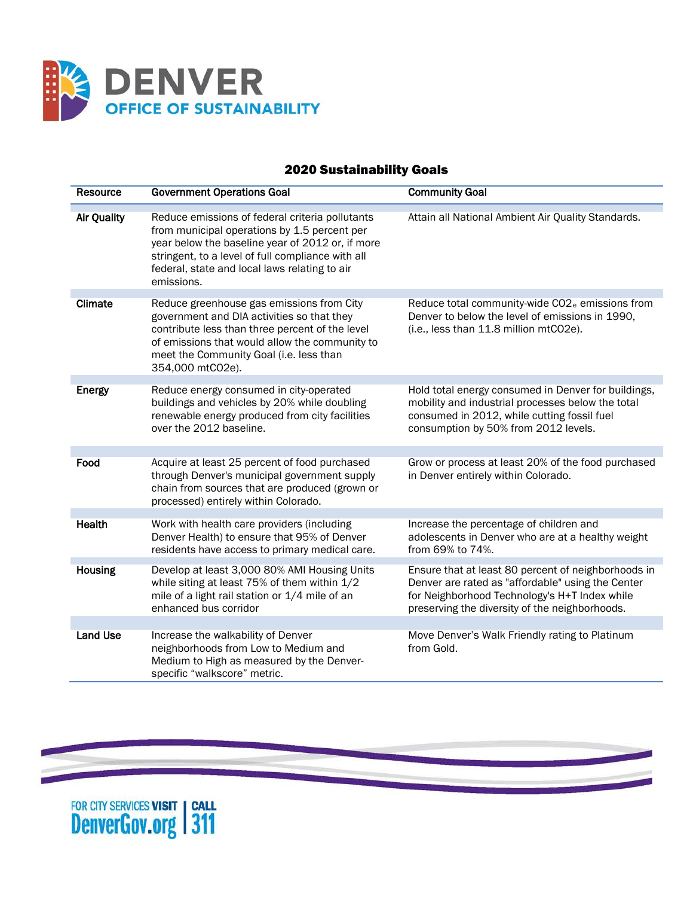# DENVER
## OFFICE OF SUSTAINABILITY

### 2020 Sustainability Goals

| Resource | Government Operations Goal | Community Goal |
|---|---|---|
| **Air Quality** | Reduce emissions of federal criteria pollutants from municipal operations by 1.5 percent per year below the baseline year of 2012 or, if more stringent, to a level of full compliance with all federal, state and local laws relating to air emissions. | Attain all National Ambient Air Quality Standards. |
| **Climate** | Reduce greenhouse gas emissions from City government and DIA activities so that they contribute less than three percent of the level of emissions that would allow the community to meet the Community Goal (i.e. less than 354,000 mtCO2e). | Reduce total community-wide $CO_{2e}$ emissions from Denver to below the level of emissions in 1990, (i.e., less than 11.8 million mtCO2e). |
| **Energy** | Reduce energy consumed in city-operated buildings and vehicles by 20% while doubling renewable energy produced from city facilities over the 2012 baseline. | Hold total energy consumed in Denver for buildings, mobility and industrial processes below the total consumed in 2012, while cutting fossil fuel consumption by 50% from 2012 levels. |
| **Food** | Acquire at least 25 percent of food purchased through Denver's municipal government supply chain from sources that are produced (grown or processed) entirely within Colorado. | Grow or process at least 20% of the food purchased in Denver entirely within Colorado. |
| **Health** | Work with health care providers (including Denver Health) to ensure that 95% of Denver residents have access to primary medical care. | Increase the percentage of children and adolescents in Denver who are at a healthy weight from 69% to 74%. |
| **Housing** | Develop at least 3,000 80% AMI Housing Units while siting at least 75% of them within 1/2 mile of a light rail station or 1/4 mile of an enhanced bus corridor | Ensure that at least 80 percent of neighborhoods in Denver are rated as "affordable" using the Center for Neighborhood Technology's H+T Index while preserving the diversity of the neighborhoods. |
| **Land Use** | Increase the walkability of Denver neighborhoods from Low to Medium and Medium to High as measured by the Denver-specific "walkscore" metric. | Move Denver's Walk Friendly rating to Platinum from Gold. |

FOR CITY SERVICES VISIT **DenverGov.org** | CALL **311**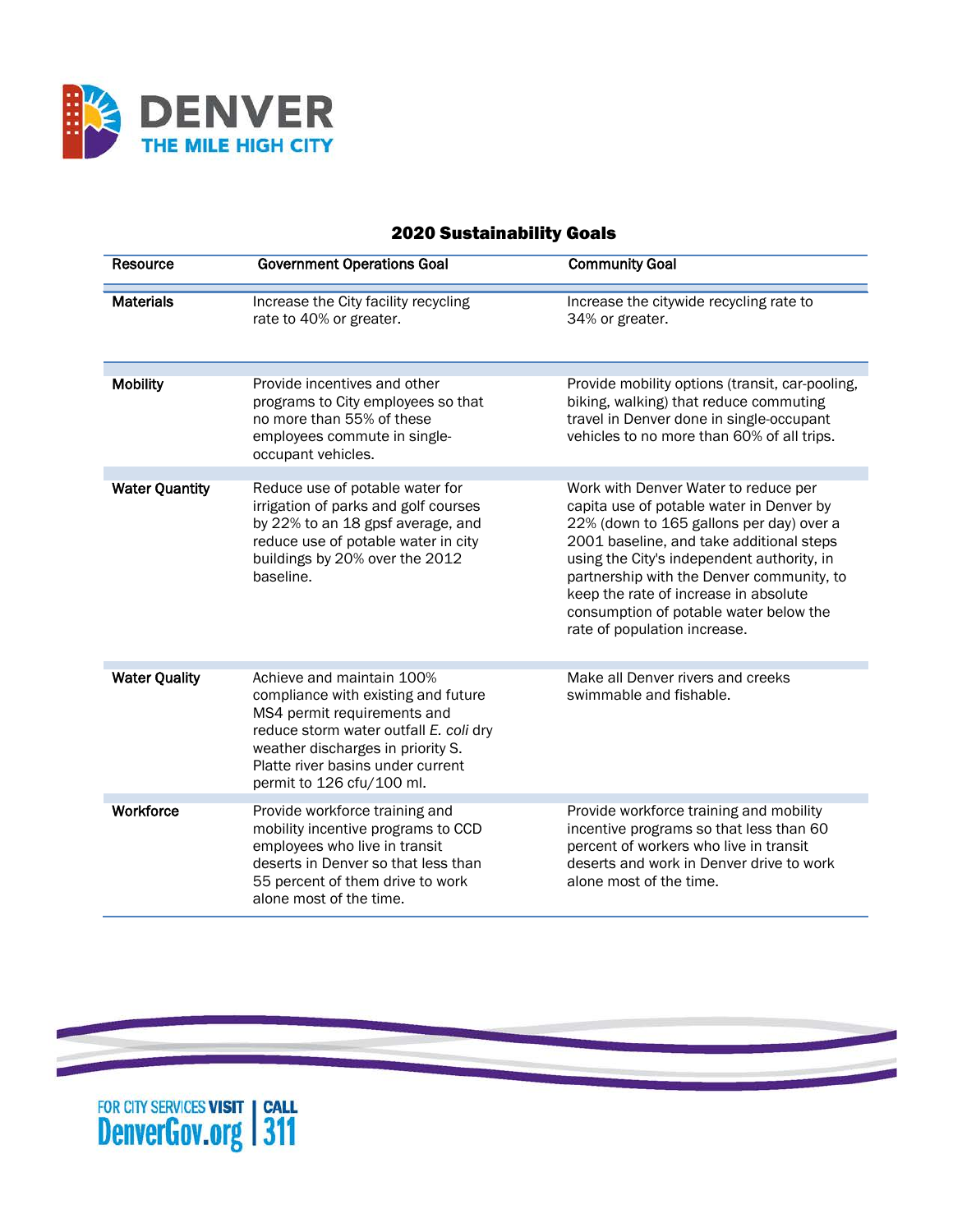## 2020 Sustainability Goals

| Resource | Government Operations Goal | Community Goal |
|---|---|---|
| **Materials** | Increase the City facility recycling rate to 40% or greater. | Increase the citywide recycling rate to 34% or greater. |
| **Mobility** | Provide incentives and other programs to City employees so that no more than 55% of these employees commute in single-occupant vehicles. | Provide mobility options (transit, car-pooling, biking, walking) that reduce commuting travel in Denver done in single-occupant vehicles to no more than 60% of all trips. |
| **Water Quantity** | Reduce use of potable water for irrigation of parks and golf courses by 22% to an 18 gpsf average, and reduce use of potable water in city buildings by 20% over the 2012 baseline. | Work with Denver Water to reduce per capita use of potable water in Denver by 22% (down to 165 gallons per day) over a 2001 baseline, and take additional steps using the City's independent authority, in partnership with the Denver community, to keep the rate of increase in absolute consumption of potable water below the rate of population increase. |
| **Water Quality** | Achieve and maintain 100% compliance with existing and future MS4 permit requirements and reduce storm water outfall *E. coli* dry weather discharges in priority S. Platte river basins under current permit to 126 cfu/100 ml. | Make all Denver rivers and creeks swimmable and fishable. |
| **Workforce** | Provide workforce training and mobility incentive programs to CCD employees who live in transit deserts in Denver so that less than 55 percent of them drive to work alone most of the time. | Provide workforce training and mobility incentive programs so that less than 60 percent of workers who live in transit deserts and work in Denver drive to work alone most of the time. |